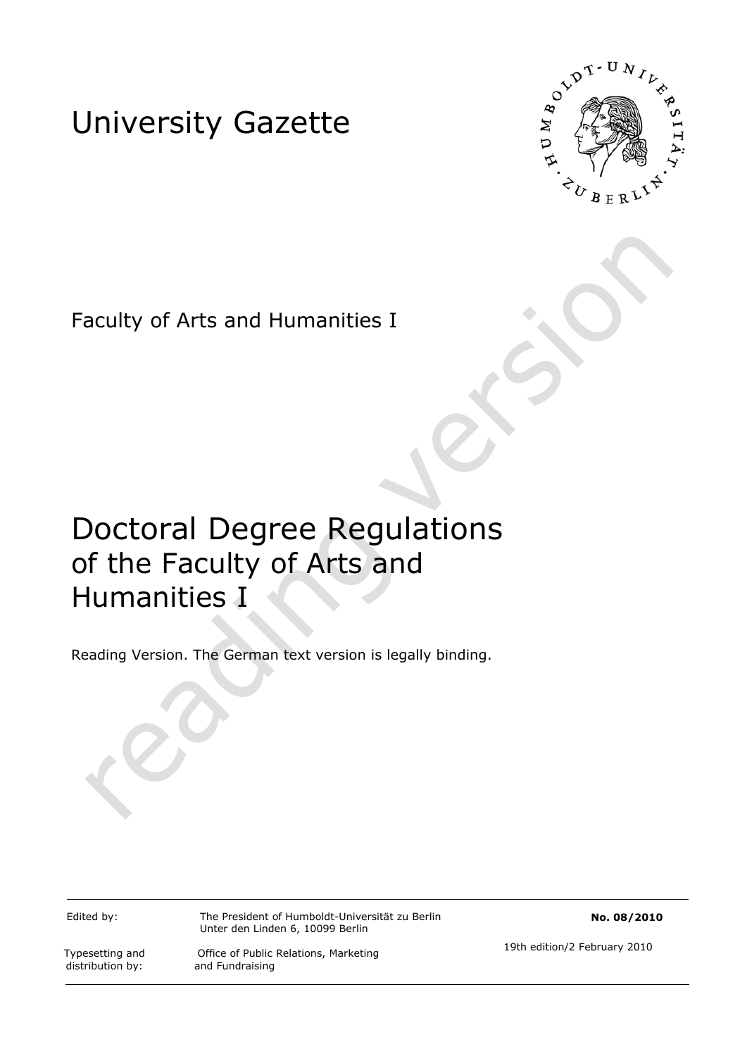# University Gazette

Faculty of Arts and Humanities I

# Doctoral Degree Regulations of the Faculty of Arts and Humanities I

Reading Version. The German text version is legally binding.

| | | |
|---|---|---|
| Edited by: | The President of Humboldt-Universität zu Berlin<br>Unter den Linden 6, 10099 Berlin | **No. 08/2010** |
| Typesetting and distribution by: | Office of Public Relations, Marketing and Fundraising | 19th edition/2 February 2010 |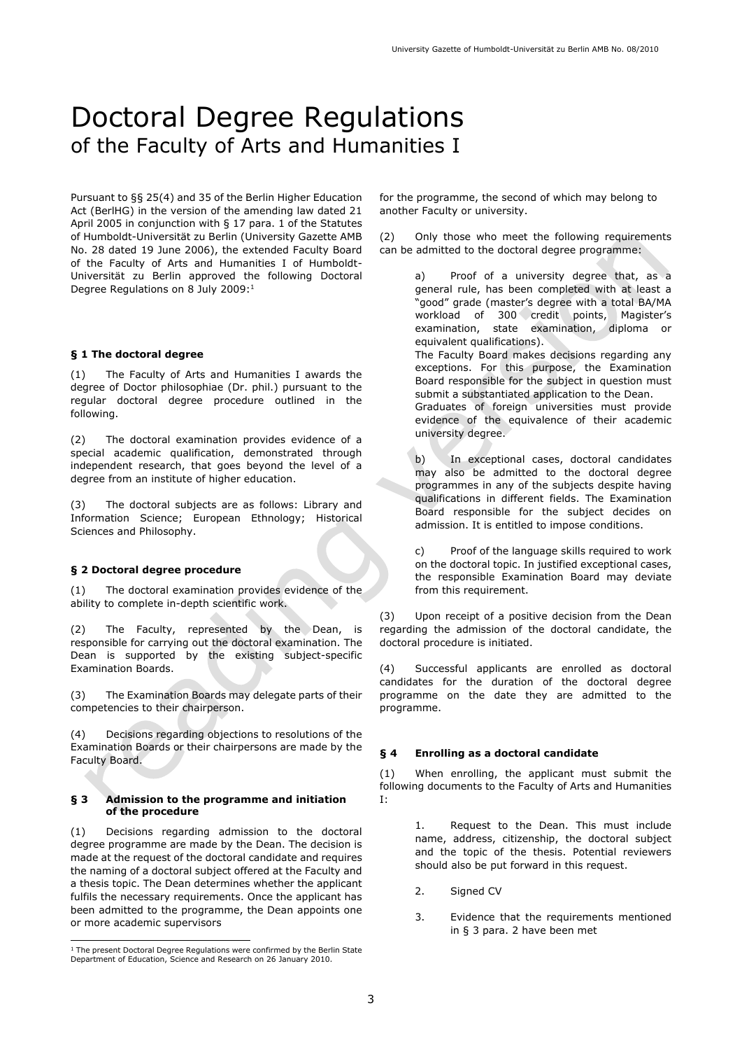# Doctoral Degree Regulations
## of the Faculty of Arts and Humanities I

Pursuant to §§ 25(4) and 35 of the Berlin Higher Education Act (BerlHG) in the version of the amending law dated 21 April 2005 in conjunction with § 17 para. 1 of the Statutes of Humboldt-Universität zu Berlin (University Gazette AMB No. 28 dated 19 June 2006), the extended Faculty Board of the Faculty of Arts and Humanities I of Humboldt-Universität zu Berlin approved the following Doctoral Degree Regulations on 8 July 2009:[1]

### § 1 The doctoral degree

(1) The Faculty of Arts and Humanities I awards the degree of Doctor philosophiae (Dr. phil.) pursuant to the regular doctoral degree procedure outlined in the following.

(2) The doctoral examination provides evidence of a special academic qualification, demonstrated through independent research, that goes beyond the level of a degree from an institute of higher education.

(3) The doctoral subjects are as follows: Library and Information Science; European Ethnology; Historical Sciences and Philosophy.

### § 2 Doctoral degree procedure

(1) The doctoral examination provides evidence of the ability to complete in-depth scientific work.

(2) The Faculty, represented by the Dean, is responsible for carrying out the doctoral examination. The Dean is supported by the existing subject-specific Examination Boards.

(3) The Examination Boards may delegate parts of their competencies to their chairperson.

(4) Decisions regarding objections to resolutions of the Examination Boards or their chairpersons are made by the Faculty Board.

### § 3 Admission to the programme and initiation of the procedure

(1) Decisions regarding admission to the doctoral degree programme are made by the Dean. The decision is made at the request of the doctoral candidate and requires the naming of a doctoral subject offered at the Faculty and a thesis topic. The Dean determines whether the applicant fulfils the necessary requirements. Once the applicant has been admitted to the programme, the Dean appoints one or more academic supervisors for the programme, the second of which may belong to another Faculty or university.

(2) Only those who meet the following requirements can be admitted to the doctoral degree programme:

> a) Proof of a university degree that, as a general rule, has been completed with at least a "good" grade (master's degree with a total BA/MA workload of 300 credit points, Magister's examination, state examination, diploma or equivalent qualifications).
> The Faculty Board makes decisions regarding any exceptions. For this purpose, the Examination Board responsible for the subject in question must submit a substantiated application to the Dean.
> Graduates of foreign universities must provide evidence of the equivalence of their academic university degree.
>
> b) In exceptional cases, doctoral candidates may also be admitted to the doctoral degree programmes in any of the subjects despite having qualifications in different fields. The Examination Board responsible for the subject decides on admission. It is entitled to impose conditions.
>
> c) Proof of the language skills required to work on the doctoral topic. In justified exceptional cases, the responsible Examination Board may deviate from this requirement.

(3) Upon receipt of a positive decision from the Dean regarding the admission of the doctoral candidate, the doctoral procedure is initiated.

(4) Successful applicants are enrolled as doctoral candidates for the duration of the doctoral degree programme on the date they are admitted to the programme.

### § 4 Enrolling as a doctoral candidate

(1) When enrolling, the applicant must submit the following documents to the Faculty of Arts and Humanities I:

1. Request to the Dean. This must include name, address, citizenship, the doctoral subject and the topic of the thesis. Potential reviewers should also be put forward in this request.
2. Signed CV
3. Evidence that the requirements mentioned in § 3 para. 2 have been met

[1] The present Doctoral Degree Regulations were confirmed by the Berlin State Department of Education, Science and Research on 26 January 2010.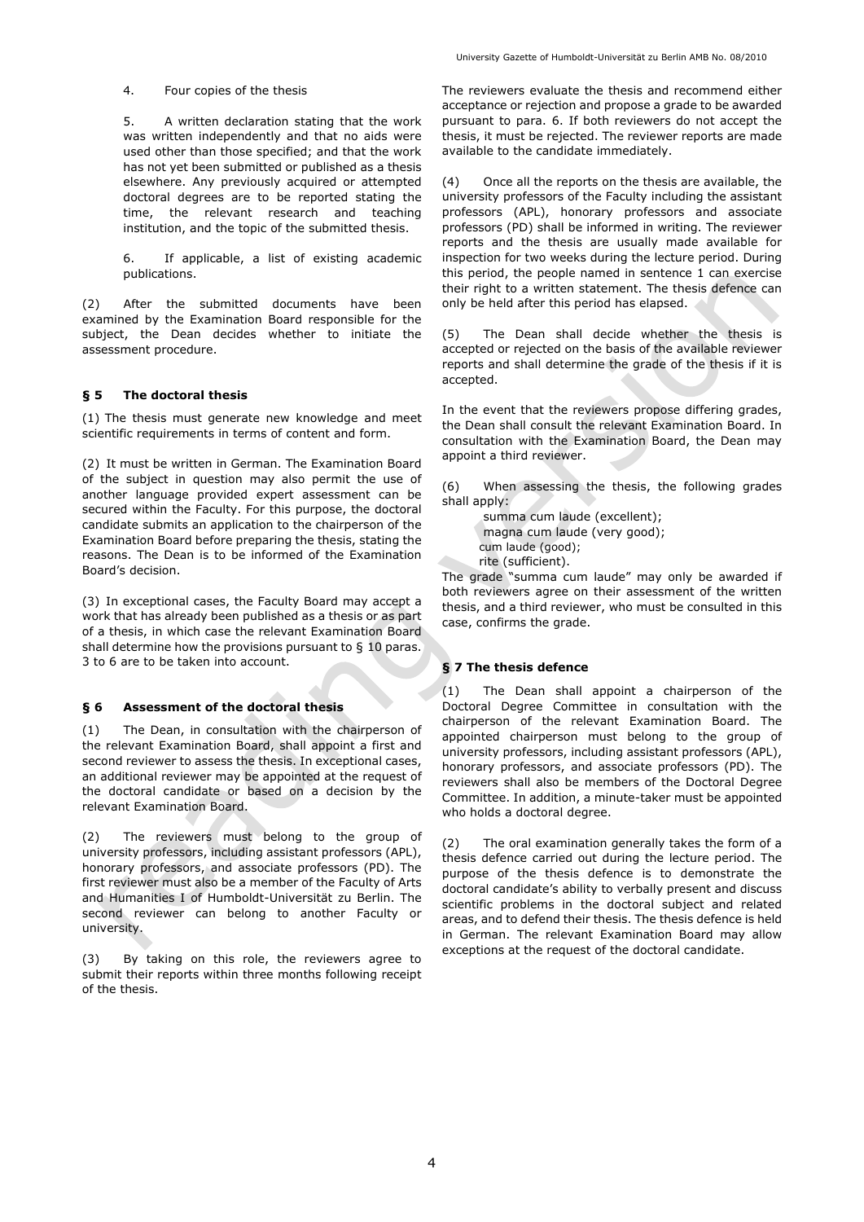4. Four copies of the thesis

5. A written declaration stating that the work was written independently and that no aids were used other than those specified; and that the work has not yet been submitted or published as a thesis elsewhere. Any previously acquired or attempted doctoral degrees are to be reported stating the time, the relevant research and teaching institution, and the topic of the submitted thesis.

6. If applicable, a list of existing academic publications.

(2) After the submitted documents have been examined by the Examination Board responsible for the subject, the Dean decides whether to initiate the assessment procedure.

### § 5 The doctoral thesis

(1) The thesis must generate new knowledge and meet scientific requirements in terms of content and form.

(2) It must be written in German. The Examination Board of the subject in question may also permit the use of another language provided expert assessment can be secured within the Faculty. For this purpose, the doctoral candidate submits an application to the chairperson of the Examination Board before preparing the thesis, stating the reasons. The Dean is to be informed of the Examination Board's decision.

(3) In exceptional cases, the Faculty Board may accept a work that has already been published as a thesis or as part of a thesis, in which case the relevant Examination Board shall determine how the provisions pursuant to § 10 paras. 3 to 6 are to be taken into account.

### § 6 Assessment of the doctoral thesis

(1) The Dean, in consultation with the chairperson of the relevant Examination Board, shall appoint a first and second reviewer to assess the thesis. In exceptional cases, an additional reviewer may be appointed at the request of the doctoral candidate or based on a decision by the relevant Examination Board.

(2) The reviewers must belong to the group of university professors, including assistant professors (APL), honorary professors, and associate professors (PD). The first reviewer must also be a member of the Faculty of Arts and Humanities I of Humboldt-Universität zu Berlin. The second reviewer can belong to another Faculty or university.

(3) By taking on this role, the reviewers agree to submit their reports within three months following receipt of the thesis.

The reviewers evaluate the thesis and recommend either acceptance or rejection and propose a grade to be awarded pursuant to para. 6. If both reviewers do not accept the thesis, it must be rejected. The reviewer reports are made available to the candidate immediately.

(4) Once all the reports on the thesis are available, the university professors of the Faculty including the assistant professors (APL), honorary professors and associate professors (PD) shall be informed in writing. The reviewer reports and the thesis are usually made available for inspection for two weeks during the lecture period. During this period, the people named in sentence 1 can exercise their right to a written statement. The thesis defence can only be held after this period has elapsed.

(5) The Dean shall decide whether the thesis is accepted or rejected on the basis of the available reviewer reports and shall determine the grade of the thesis if it is accepted.

In the event that the reviewers propose differing grades, the Dean shall consult the relevant Examination Board. In consultation with the Examination Board, the Dean may appoint a third reviewer.

(6) When assessing the thesis, the following grades shall apply:

summa cum laude (excellent);
magna cum laude (very good);
cum laude (good);
rite (sufficient).

The grade "summa cum laude" may only be awarded if both reviewers agree on their assessment of the written thesis, and a third reviewer, who must be consulted in this case, confirms the grade.

### § 7 The thesis defence

(1) The Dean shall appoint a chairperson of the Doctoral Degree Committee in consultation with the chairperson of the relevant Examination Board. The appointed chairperson must belong to the group of university professors, including assistant professors (APL), honorary professors, and associate professors (PD). The reviewers shall also be members of the Doctoral Degree Committee. In addition, a minute-taker must be appointed who holds a doctoral degree.

(2) The oral examination generally takes the form of a thesis defence carried out during the lecture period. The purpose of the thesis defence is to demonstrate the doctoral candidate's ability to verbally present and discuss scientific problems in the doctoral subject and related areas, and to defend their thesis. The thesis defence is held in German. The relevant Examination Board may allow exceptions at the request of the doctoral candidate.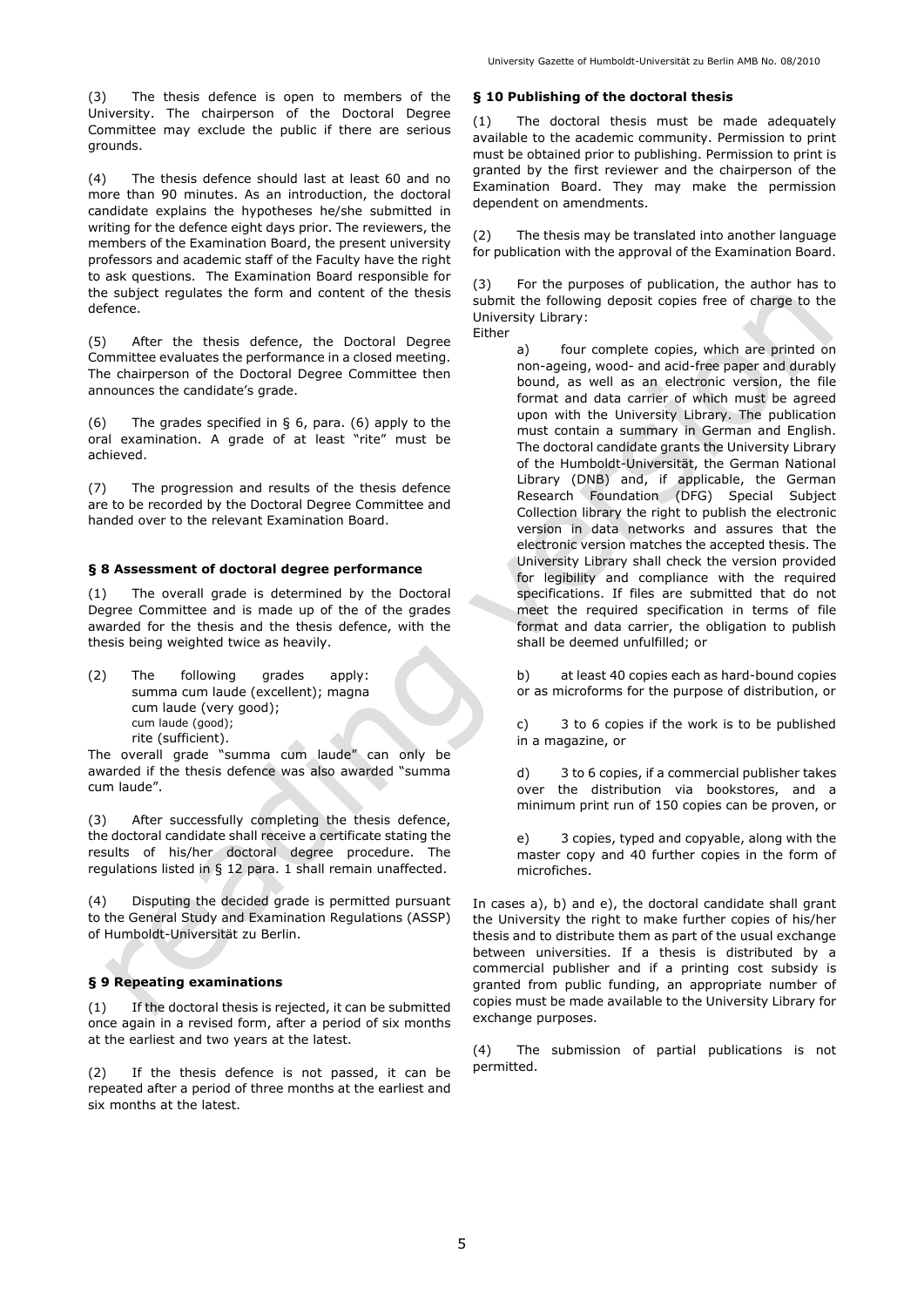(3) The thesis defence is open to members of the University. The chairperson of the Doctoral Degree Committee may exclude the public if there are serious grounds.

(4) The thesis defence should last at least 60 and no more than 90 minutes. As an introduction, the doctoral candidate explains the hypotheses he/she submitted in writing for the defence eight days prior. The reviewers, the members of the Examination Board, the present university professors and academic staff of the Faculty have the right to ask questions. The Examination Board responsible for the subject regulates the form and content of the thesis defence.

(5) After the thesis defence, the Doctoral Degree Committee evaluates the performance in a closed meeting. The chairperson of the Doctoral Degree Committee then announces the candidate's grade.

(6) The grades specified in § 6, para. (6) apply to the oral examination. A grade of at least "rite" must be achieved.

(7) The progression and results of the thesis defence are to be recorded by the Doctoral Degree Committee and handed over to the relevant Examination Board.

### § 8 Assessment of doctoral degree performance

(1) The overall grade is determined by the Doctoral Degree Committee and is made up of the of the grades awarded for the thesis and the thesis defence, with the thesis being weighted twice as heavily.

(2) The following grades apply:
summa cum laude (excellent); magna cum laude (very good);
cum laude (good);
rite (sufficient).

The overall grade "summa cum laude" can only be awarded if the thesis defence was also awarded "summa cum laude".

(3) After successfully completing the thesis defence, the doctoral candidate shall receive a certificate stating the results of his/her doctoral degree procedure. The regulations listed in § 12 para. 1 shall remain unaffected.

(4) Disputing the decided grade is permitted pursuant to the General Study and Examination Regulations (ASSP) of Humboldt-Universität zu Berlin.

### § 9 Repeating examinations

(1) If the doctoral thesis is rejected, it can be submitted once again in a revised form, after a period of six months at the earliest and two years at the latest.

(2) If the thesis defence is not passed, it can be repeated after a period of three months at the earliest and six months at the latest.

### § 10 Publishing of the doctoral thesis

(1) The doctoral thesis must be made adequately available to the academic community. Permission to print must be obtained prior to publishing. Permission to print is granted by the first reviewer and the chairperson of the Examination Board. They may make the permission dependent on amendments.

(2) The thesis may be translated into another language for publication with the approval of the Examination Board.

(3) For the purposes of publication, the author has to submit the following deposit copies free of charge to the University Library:

Either

a) four complete copies, which are printed on non-ageing, wood- and acid-free paper and durably bound, as well as an electronic version, the file format and data carrier of which must be agreed upon with the University Library. The publication must contain a summary in German and English. The doctoral candidate grants the University Library of the Humboldt-Universität, the German National Library (DNB) and, if applicable, the German Research Foundation (DFG) Special Subject Collection library the right to publish the electronic version in data networks and assures that the electronic version matches the accepted thesis. The University Library shall check the version provided for legibility and compliance with the required specifications. If files are submitted that do not meet the required specification in terms of file format and data carrier, the obligation to publish shall be deemed unfulfilled; or

b) at least 40 copies each as hard-bound copies or as microforms for the purpose of distribution, or

c) 3 to 6 copies if the work is to be published in a magazine, or

d) 3 to 6 copies, if a commercial publisher takes over the distribution via bookstores, and a minimum print run of 150 copies can be proven, or

e) 3 copies, typed and copyable, along with the master copy and 40 further copies in the form of microfiches.

In cases a), b) and e), the doctoral candidate shall grant the University the right to make further copies of his/her thesis and to distribute them as part of the usual exchange between universities. If a thesis is distributed by a commercial publisher and if a printing cost subsidy is granted from public funding, an appropriate number of copies must be made available to the University Library for exchange purposes.

(4) The submission of partial publications is not permitted.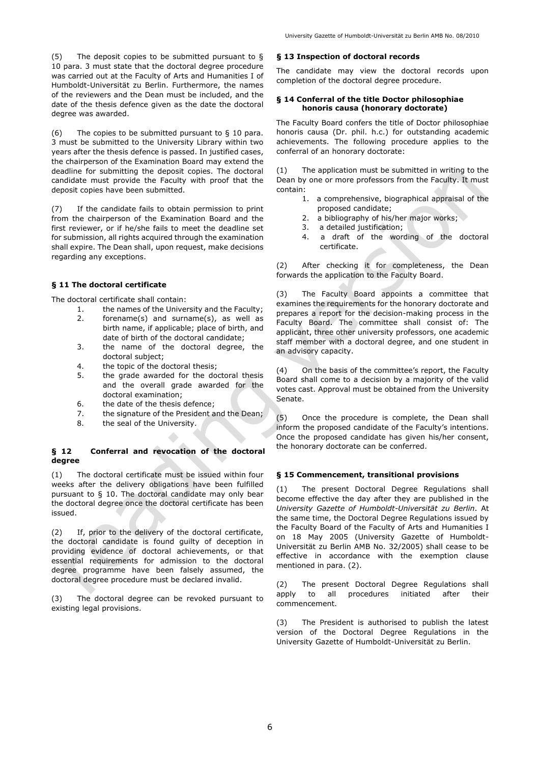(5) The deposit copies to be submitted pursuant to § 10 para. 3 must state that the doctoral degree procedure was carried out at the Faculty of Arts and Humanities I of Humboldt-Universität zu Berlin. Furthermore, the names of the reviewers and the Dean must be included, and the date of the thesis defence given as the date the doctoral degree was awarded.

(6) The copies to be submitted pursuant to § 10 para. 3 must be submitted to the University Library within two years after the thesis defence is passed. In justified cases, the chairperson of the Examination Board may extend the deadline for submitting the deposit copies. The doctoral candidate must provide the Faculty with proof that the deposit copies have been submitted.

(7) If the candidate fails to obtain permission to print from the chairperson of the Examination Board and the first reviewer, or if he/she fails to meet the deadline set for submission, all rights acquired through the examination shall expire. The Dean shall, upon request, make decisions regarding any exceptions.

### § 11 The doctoral certificate

The doctoral certificate shall contain:

1. the names of the University and the Faculty;
2. forename(s) and surname(s), as well as birth name, if applicable; place of birth, and date of birth of the doctoral candidate;
3. the name of the doctoral degree, the doctoral subject;
4. the topic of the doctoral thesis;
5. the grade awarded for the doctoral thesis and the overall grade awarded for the doctoral examination;
6. the date of the thesis defence;
7. the signature of the President and the Dean;
8. the seal of the University.

### § 12 Conferral and revocation of the doctoral degree

(1) The doctoral certificate must be issued within four weeks after the delivery obligations have been fulfilled pursuant to § 10. The doctoral candidate may only bear the doctoral degree once the doctoral certificate has been issued.

(2) If, prior to the delivery of the doctoral certificate, the doctoral candidate is found guilty of deception in providing evidence of doctoral achievements, or that essential requirements for admission to the doctoral degree programme have been falsely assumed, the doctoral degree procedure must be declared invalid.

(3) The doctoral degree can be revoked pursuant to existing legal provisions.

### § 13 Inspection of doctoral records

The candidate may view the doctoral records upon completion of the doctoral degree procedure.

### § 14 Conferral of the title Doctor philosophiae honoris causa (honorary doctorate)

The Faculty Board confers the title of Doctor philosophiae honoris causa (Dr. phil. h.c.) for outstanding academic achievements. The following procedure applies to the conferral of an honorary doctorate:

(1) The application must be submitted in writing to the Dean by one or more professors from the Faculty. It must contain:

1. a comprehensive, biographical appraisal of the proposed candidate;
2. a bibliography of his/her major works;
3. a detailed justification;
4. a draft of the wording of the doctoral certificate.

(2) After checking it for completeness, the Dean forwards the application to the Faculty Board.

(3) The Faculty Board appoints a committee that examines the requirements for the honorary doctorate and prepares a report for the decision-making process in the Faculty Board. The committee shall consist of: The applicant, three other university professors, one academic staff member with a doctoral degree, and one student in an advisory capacity.

(4) On the basis of the committee's report, the Faculty Board shall come to a decision by a majority of the valid votes cast. Approval must be obtained from the University Senate.

(5) Once the procedure is complete, the Dean shall inform the proposed candidate of the Faculty's intentions. Once the proposed candidate has given his/her consent, the honorary doctorate can be conferred.

### § 15 Commencement, transitional provisions

(1) The present Doctoral Degree Regulations shall become effective the day after they are published in the *University Gazette of Humboldt-Universität zu Berlin*. At the same time, the Doctoral Degree Regulations issued by the Faculty Board of the Faculty of Arts and Humanities I on 18 May 2005 (University Gazette of Humboldt-Universität zu Berlin AMB No. 32/2005) shall cease to be effective in accordance with the exemption clause mentioned in para. (2).

(2) The present Doctoral Degree Regulations shall apply to all procedures initiated after their commencement.

(3) The President is authorised to publish the latest version of the Doctoral Degree Regulations in the University Gazette of Humboldt-Universität zu Berlin.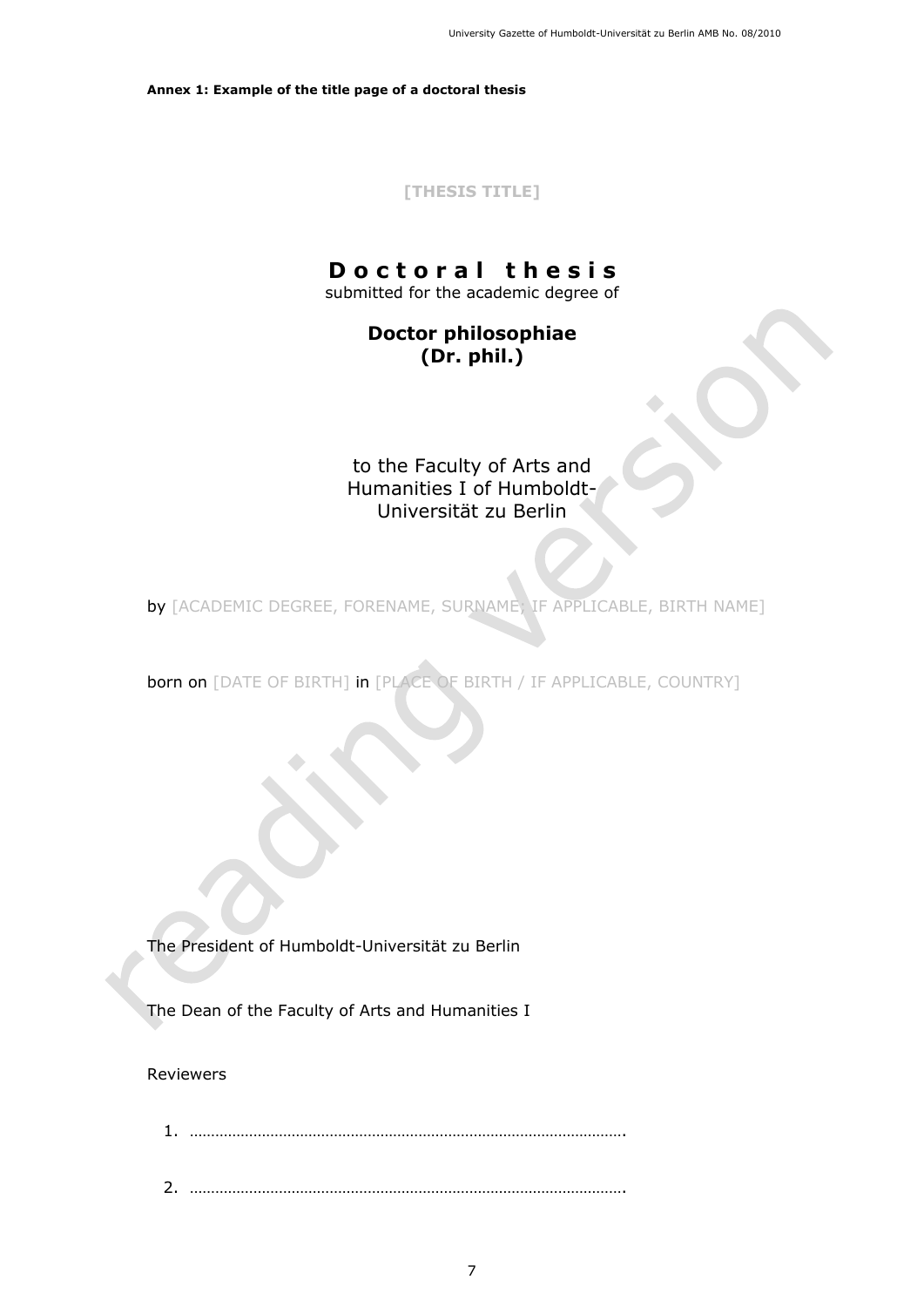**Annex 1: Example of the title page of a doctoral thesis**

**[THESIS TITLE]**

# Doctoral thesis

submitted for the academic degree of

**Doctor philosophiae**
**(Dr. phil.)**

to the Faculty of Arts and Humanities I of Humboldt-Universität zu Berlin

by [ACADEMIC DEGREE, FORENAME, SURNAME, IF APPLICABLE, BIRTH NAME]

born on [DATE OF BIRTH] in [PLACE OF BIRTH / IF APPLICABLE, COUNTRY]

The President of Humboldt-Universität zu Berlin

The Dean of the Faculty of Arts and Humanities I

Reviewers

1. ………………………………………………………………………………………….
2. ………………………………………………………………………………………….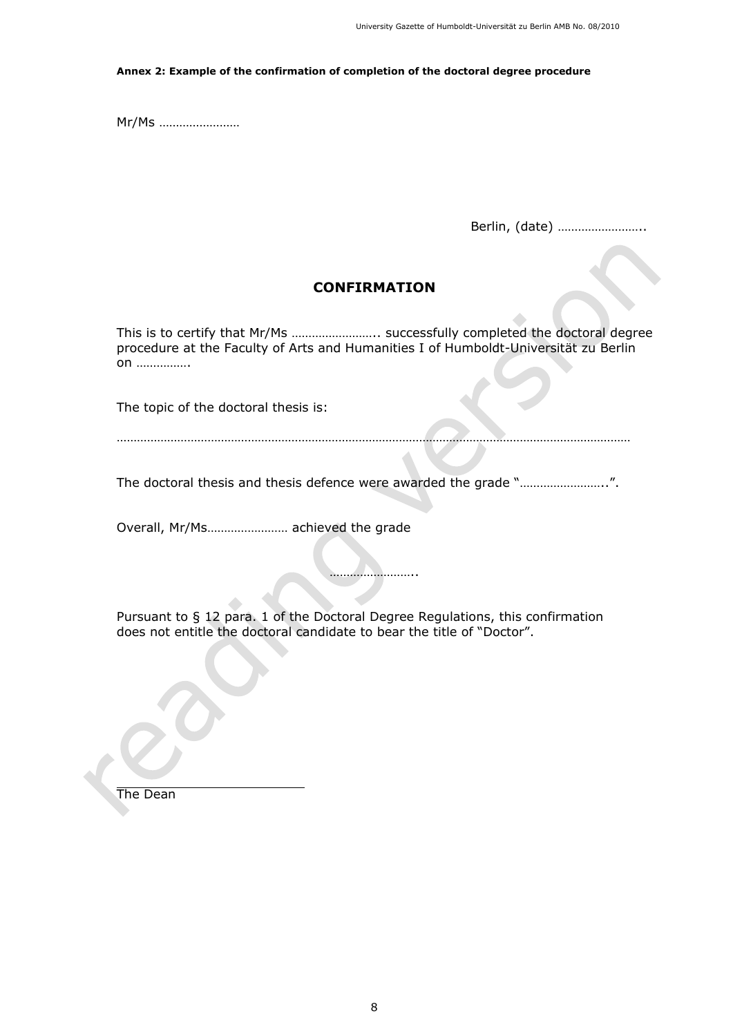**Annex 2: Example of the confirmation of completion of the doctoral degree procedure**

Mr/Ms ……………………

Berlin, (date) ……………………..

## CONFIRMATION

This is to certify that Mr/Ms …………………….. successfully completed the doctoral degree procedure at the Faculty of Arts and Humanities I of Humboldt-Universität zu Berlin on …………….

The topic of the doctoral thesis is:

……………………………………………………………………………………………………………………………………

The doctoral thesis and thesis defence were awarded the grade "……………………..".

Overall, Mr/Ms…………………… achieved the grade

……………………..

Pursuant to § 12 para. 1 of the Doctoral Degree Regulations, this confirmation does not entitle the doctoral candidate to bear the title of "Doctor".

The Dean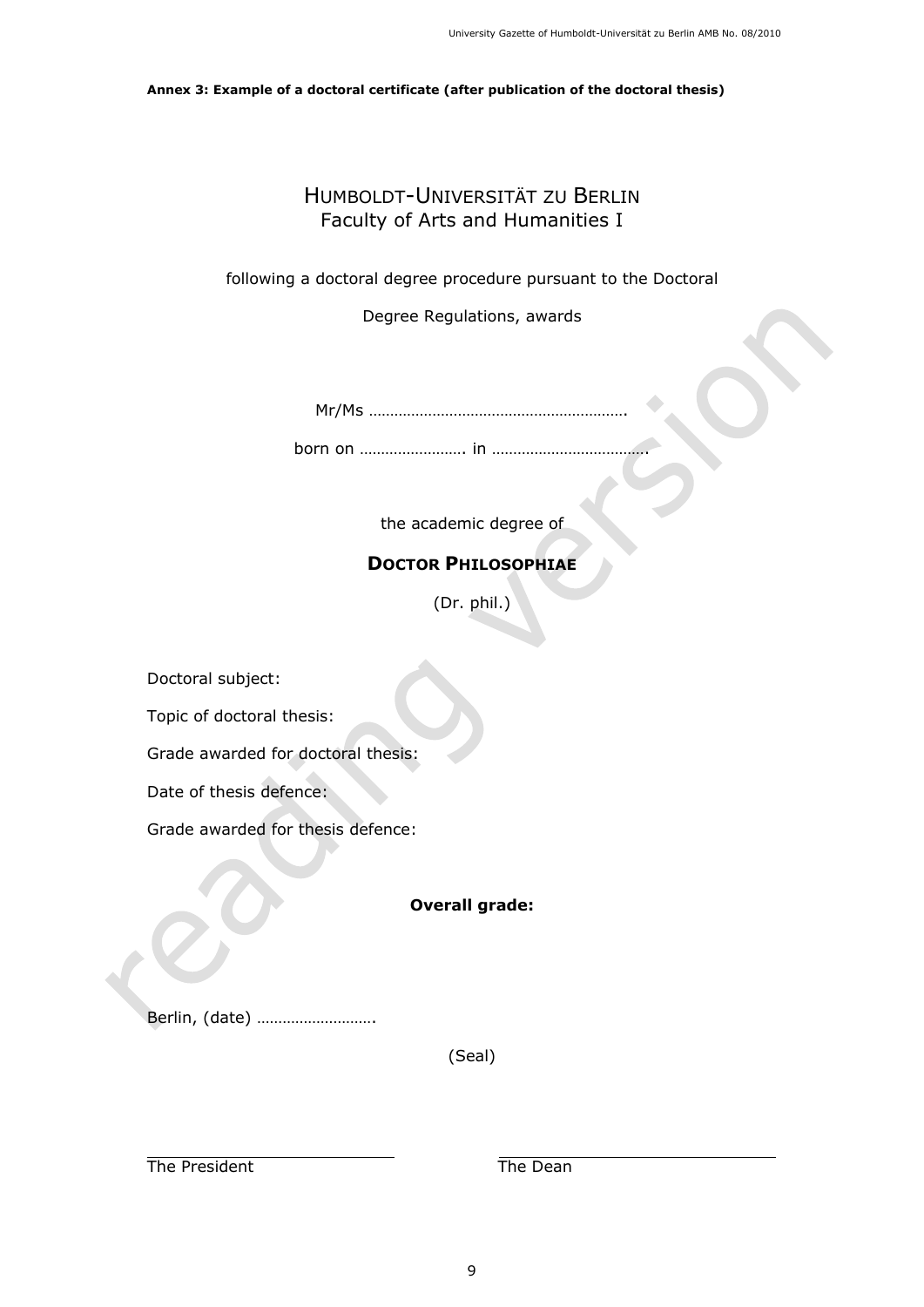**Annex 3: Example of a doctoral certificate (after publication of the doctoral thesis)**

HUMBOLDT-UNIVERSITÄT ZU BERLIN
Faculty of Arts and Humanities I

following a doctoral degree procedure pursuant to the Doctoral

Degree Regulations, awards

Mr/Ms …………………………………………………….

born on ……………………. in ……………………………….

the academic degree of

**DOCTOR PHILOSOPHIAE**

(Dr. phil.)

Doctoral subject:

Topic of doctoral thesis:

Grade awarded for doctoral thesis:

Date of thesis defence:

Grade awarded for thesis defence:

**Overall grade:**

Berlin, (date) ……………………….

(Seal)

The President

The Dean